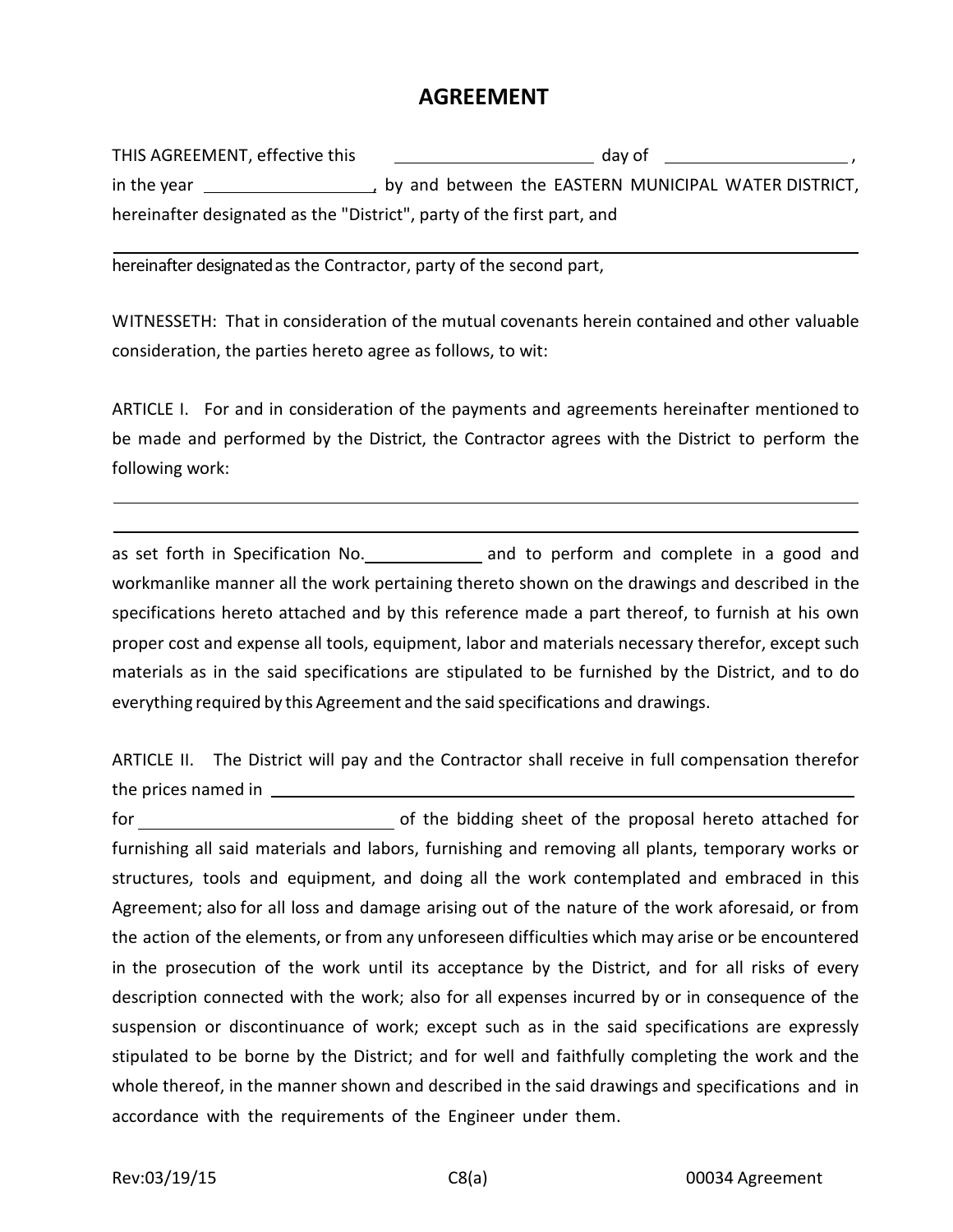# AGREEMENT

THIS AGREEMENT, effective this ______________________ day of ____________________ , in the year ___________________, by and between the EASTERN MUNICIPAL WATER DISTRICT, hereinafter designated as the "District", party of the first part, and

_______________________________________________________________________________

hereinafter designated as the Contractor, party of the second part,

WITNESSETH: That in consideration of the mutual covenants herein contained and other valuable consideration, the parties hereto agree as follows, to wit:

ARTICLE I. For and in consideration of the payments and agreements hereinafter mentioned to be made and performed by the District, the Contractor agrees with the District to perform the following work:

_______________________________________________________________________________

_______________________________________________________________________________

as set forth in Specification No.______________ and to perform and complete in a good and workmanlike manner all the work pertaining thereto shown on the drawings and described in the specifications hereto attached and by this reference made a part thereof, to furnish at his own proper cost and expense all tools, equipment, labor and materials necessary therefor, except such materials as in the said specifications are stipulated to be furnished by the District, and to do everything required by this Agreement and the said specifications and drawings.

ARTICLE II. The District will pay and the Contractor shall receive in full compensation therefor the prices named in _______________________________________________________________

for ____________________________ of the bidding sheet of the proposal hereto attached for furnishing all said materials and labors, furnishing and removing all plants, temporary works or structures, tools and equipment, and doing all the work contemplated and embraced in this Agreement; also for all loss and damage arising out of the nature of the work aforesaid, or from the action of the elements, or from any unforeseen difficulties which may arise or be encountered in the prosecution of the work until its acceptance by the District, and for all risks of every description connected with the work; also for all expenses incurred by or in consequence of the suspension or discontinuance of work; except such as in the said specifications are expressly stipulated to be borne by the District; and for well and faithfully completing the work and the whole thereof, in the manner shown and described in the said drawings and specifications and in accordance with the requirements of the Engineer under them.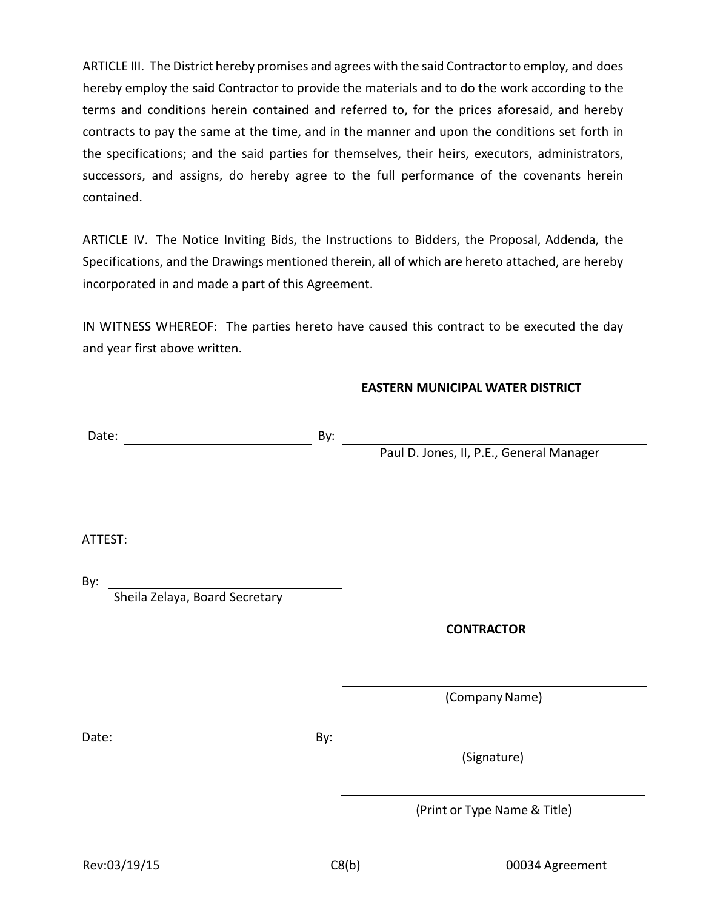ARTICLE III. The District hereby promises and agrees with the said Contractor to employ, and does hereby employ the said Contractor to provide the materials and to do the work according to the terms and conditions herein contained and referred to, for the prices aforesaid, and hereby contracts to pay the same at the time, and in the manner and upon the conditions set forth in the specifications; and the said parties for themselves, their heirs, executors, administrators, successors, and assigns, do hereby agree to the full performance of the covenants herein contained.

ARTICLE IV. The Notice Inviting Bids, the Instructions to Bidders, the Proposal, Addenda, the Specifications, and the Drawings mentioned therein, all of which are hereto attached, are hereby incorporated in and made a part of this Agreement.

IN WITNESS WHEREOF: The parties hereto have caused this contract to be executed the day and year first above written.

**EASTERN MUNICIPAL WATER DISTRICT**

Date: \_\_\_\_\_\_\_\_\_\_\_\_\_\_\_\_\_\_\_\_ By: \_\_\_\_\_\_\_\_\_\_\_\_\_\_\_\_\_\_\_\_\_\_\_\_\_\_\_\_

Paul D. Jones, II, P.E., General Manager

ATTEST:

By: \_\_\_\_\_\_\_\_\_\_\_\_\_\_\_\_\_\_\_\_\_\_\_\_\_\_\_\_

Sheila Zelaya, Board Secretary

**CONTRACTOR**

\_\_\_\_\_\_\_\_\_\_\_\_\_\_\_\_\_\_\_\_\_\_\_\_\_\_\_\_

(Company Name)

Date: \_\_\_\_\_\_\_\_\_\_\_\_\_\_\_\_\_\_\_\_ By: \_\_\_\_\_\_\_\_\_\_\_\_\_\_\_\_\_\_\_\_\_\_\_\_\_\_\_\_

(Signature)

\_\_\_\_\_\_\_\_\_\_\_\_\_\_\_\_\_\_\_\_\_\_\_\_\_\_\_\_

(Print or Type Name & Title)

Rev:03/19/15 C8(b) 00034 Agreement